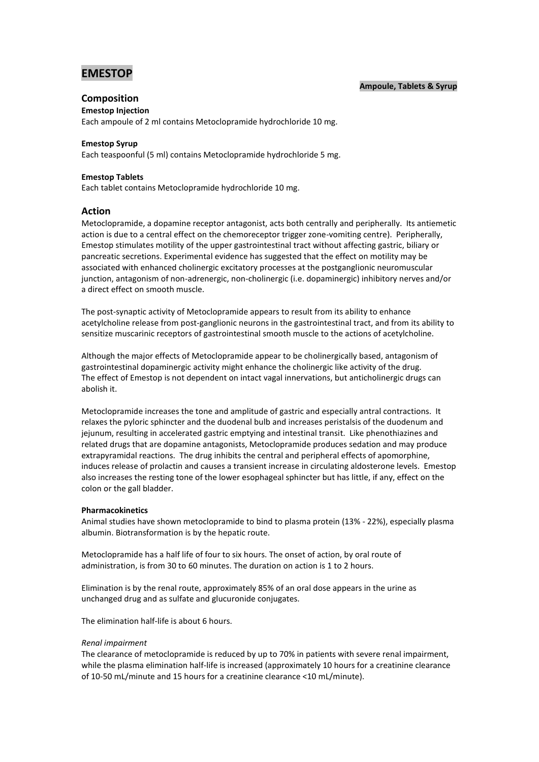# EMESTOP

**Ampoule, Tablets & Syrup**

## Composition

**Emestop Injection**

Each ampoule of 2 ml contains Metoclopramide hydrochloride 10 mg.

**Emestop Syrup**

Each teaspoonful (5 ml) contains Metoclopramide hydrochloride 5 mg.

**Emestop Tablets**

Each tablet contains Metoclopramide hydrochloride 10 mg.

## Action

Metoclopramide, a dopamine receptor antagonist, acts both centrally and peripherally. Its antiemetic action is due to a central effect on the chemoreceptor trigger zone-vomiting centre). Peripherally, Emestop stimulates motility of the upper gastrointestinal tract without affecting gastric, biliary or pancreatic secretions. Experimental evidence has suggested that the effect on motility may be associated with enhanced cholinergic excitatory processes at the postganglionic neuromuscular junction, antagonism of non-adrenergic, non-cholinergic (i.e. dopaminergic) inhibitory nerves and/or a direct effect on smooth muscle.

The post-synaptic activity of Metoclopramide appears to result from its ability to enhance acetylcholine release from post-ganglionic neurons in the gastrointestinal tract, and from its ability to sensitize muscarinic receptors of gastrointestinal smooth muscle to the actions of acetylcholine.

Although the major effects of Metoclopramide appear to be cholinergically based, antagonism of gastrointestinal dopaminergic activity might enhance the cholinergic like activity of the drug. The effect of Emestop is not dependent on intact vagal innervations, but anticholinergic drugs can abolish it.

Metoclopramide increases the tone and amplitude of gastric and especially antral contractions. It relaxes the pyloric sphincter and the duodenal bulb and increases peristalsis of the duodenum and jejunum, resulting in accelerated gastric emptying and intestinal transit. Like phenothiazines and related drugs that are dopamine antagonists, Metoclopramide produces sedation and may produce extrapyramidal reactions. The drug inhibits the central and peripheral effects of apomorphine, induces release of prolactin and causes a transient increase in circulating aldosterone levels. Emestop also increases the resting tone of the lower esophageal sphincter but has little, if any, effect on the colon or the gall bladder.

**Pharmacokinetics**

Animal studies have shown metoclopramide to bind to plasma protein (13% - 22%), especially plasma albumin. Biotransformation is by the hepatic route.

Metoclopramide has a half life of four to six hours. The onset of action, by oral route of administration, is from 30 to 60 minutes. The duration on action is 1 to 2 hours.

Elimination is by the renal route, approximately 85% of an oral dose appears in the urine as unchanged drug and as sulfate and glucuronide conjugates.

The elimination half-life is about 6 hours.

*Renal impairment*

The clearance of metoclopramide is reduced by up to 70% in patients with severe renal impairment, while the plasma elimination half-life is increased (approximately 10 hours for a creatinine clearance of 10-50 mL/minute and 15 hours for a creatinine clearance <10 mL/minute).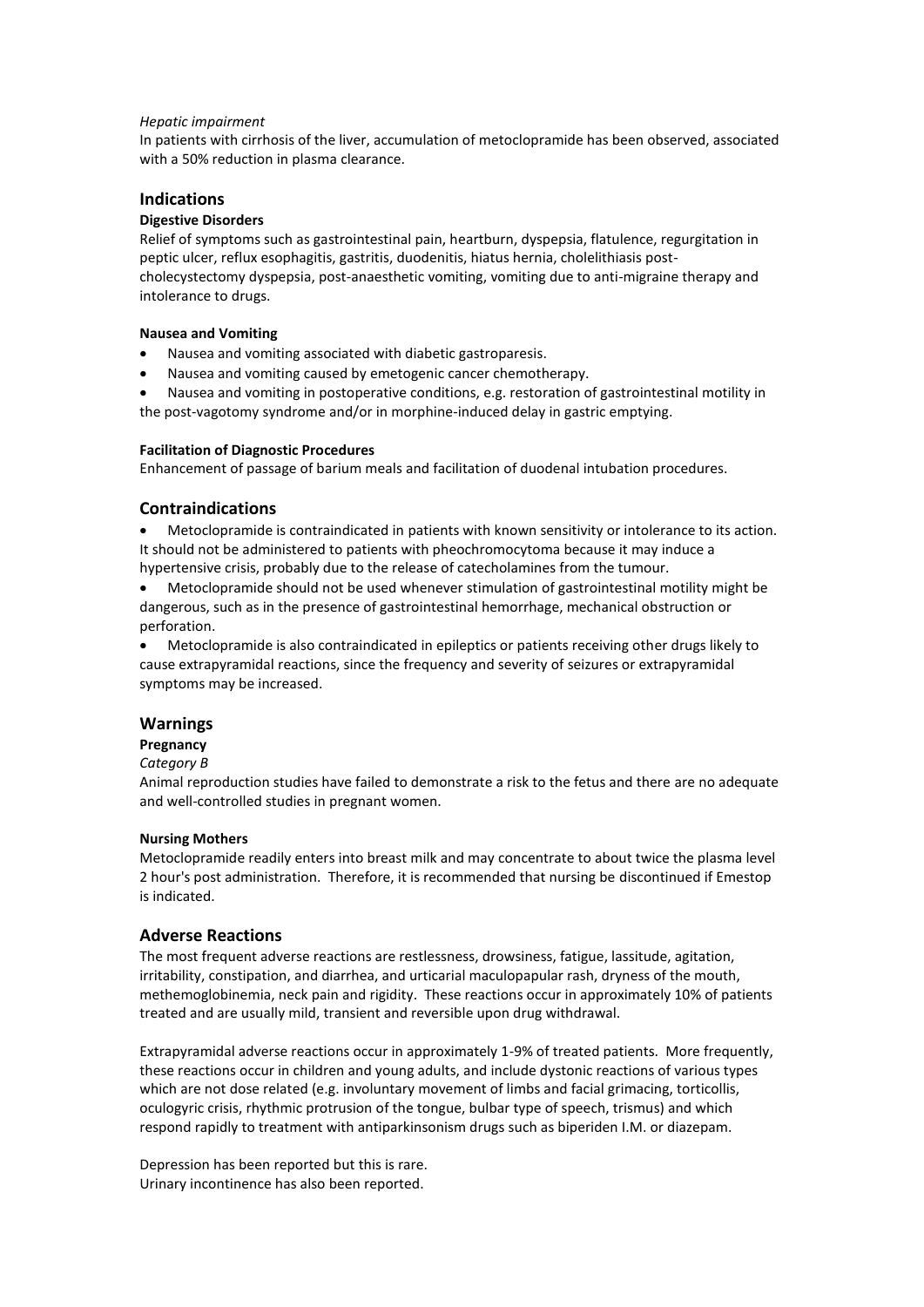*Hepatic impairment*

In patients with cirrhosis of the liver, accumulation of metoclopramide has been observed, associated with a 50% reduction in plasma clearance.

## Indications

**Digestive Disorders**

Relief of symptoms such as gastrointestinal pain, heartburn, dyspepsia, flatulence, regurgitation in peptic ulcer, reflux esophagitis, gastritis, duodenitis, hiatus hernia, cholelithiasis post-cholecystectomy dyspepsia, post-anaesthetic vomiting, vomiting due to anti-migraine therapy and intolerance to drugs.

**Nausea and Vomiting**

- Nausea and vomiting associated with diabetic gastroparesis.
- Nausea and vomiting caused by emetogenic cancer chemotherapy.
- Nausea and vomiting in postoperative conditions, e.g. restoration of gastrointestinal motility in the post-vagotomy syndrome and/or in morphine-induced delay in gastric emptying.

**Facilitation of Diagnostic Procedures**

Enhancement of passage of barium meals and facilitation of duodenal intubation procedures.

## Contraindications

- Metoclopramide is contraindicated in patients with known sensitivity or intolerance to its action. It should not be administered to patients with pheochromocytoma because it may induce a hypertensive crisis, probably due to the release of catecholamines from the tumour.
- Metoclopramide should not be used whenever stimulation of gastrointestinal motility might be dangerous, such as in the presence of gastrointestinal hemorrhage, mechanical obstruction or perforation.
- Metoclopramide is also contraindicated in epileptics or patients receiving other drugs likely to cause extrapyramidal reactions, since the frequency and severity of seizures or extrapyramidal symptoms may be increased.

## Warnings

**Pregnancy**

*Category B*

Animal reproduction studies have failed to demonstrate a risk to the fetus and there are no adequate and well-controlled studies in pregnant women.

**Nursing Mothers**

Metoclopramide readily enters into breast milk and may concentrate to about twice the plasma level 2 hour's post administration. Therefore, it is recommended that nursing be discontinued if Emestop is indicated.

## Adverse Reactions

The most frequent adverse reactions are restlessness, drowsiness, fatigue, lassitude, agitation, irritability, constipation, and diarrhea, and urticarial maculopapular rash, dryness of the mouth, methemoglobinemia, neck pain and rigidity. These reactions occur in approximately 10% of patients treated and are usually mild, transient and reversible upon drug withdrawal.

Extrapyramidal adverse reactions occur in approximately 1-9% of treated patients. More frequently, these reactions occur in children and young adults, and include dystonic reactions of various types which are not dose related (e.g. involuntary movement of limbs and facial grimacing, torticollis, oculogyric crisis, rhythmic protrusion of the tongue, bulbar type of speech, trismus) and which respond rapidly to treatment with antiparkinsonism drugs such as biperiden I.M. or diazepam.

Depression has been reported but this is rare.
Urinary incontinence has also been reported.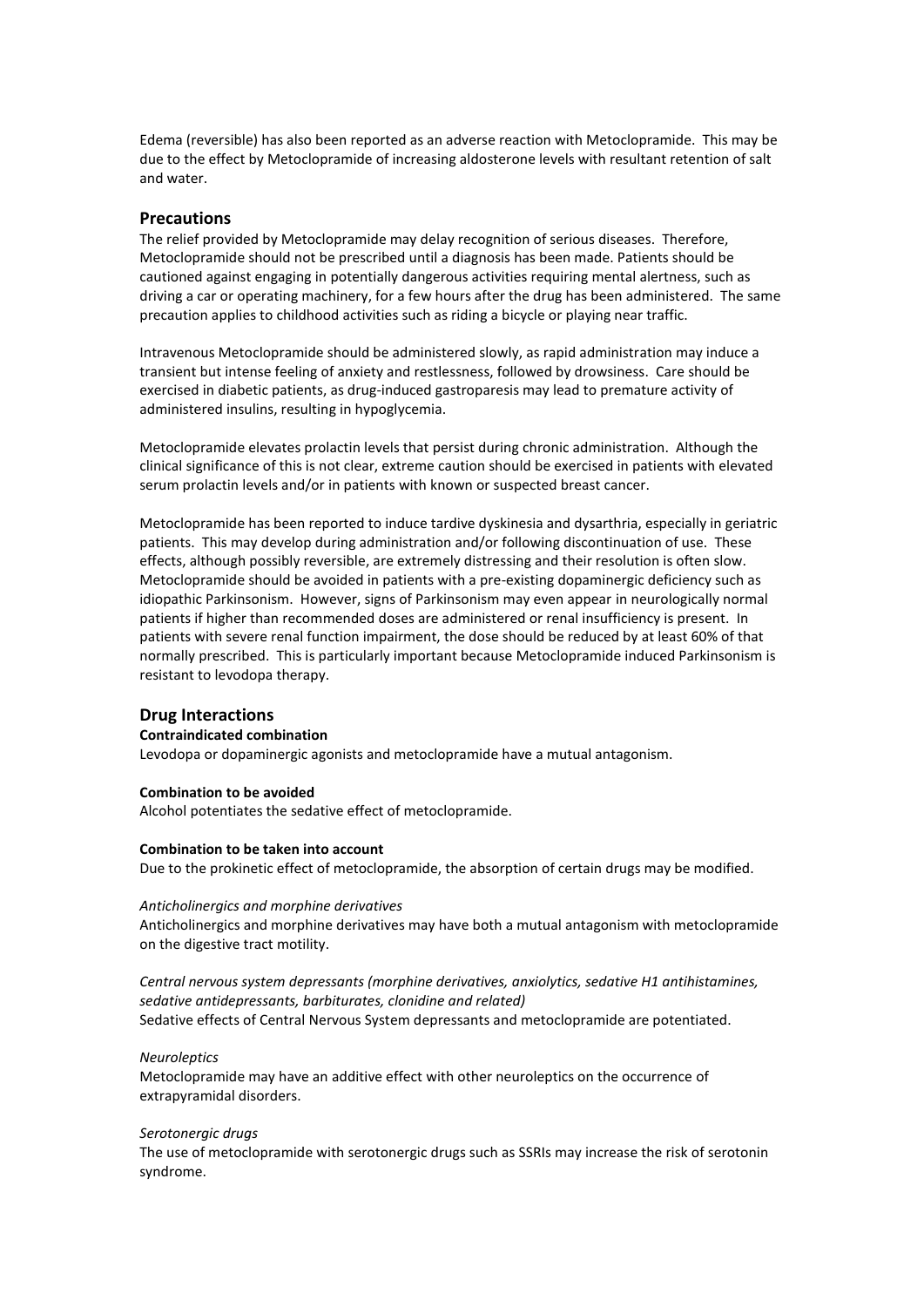Edema (reversible) has also been reported as an adverse reaction with Metoclopramide. This may be due to the effect by Metoclopramide of increasing aldosterone levels with resultant retention of salt and water.

## Precautions

The relief provided by Metoclopramide may delay recognition of serious diseases. Therefore, Metoclopramide should not be prescribed until a diagnosis has been made. Patients should be cautioned against engaging in potentially dangerous activities requiring mental alertness, such as driving a car or operating machinery, for a few hours after the drug has been administered. The same precaution applies to childhood activities such as riding a bicycle or playing near traffic.

Intravenous Metoclopramide should be administered slowly, as rapid administration may induce a transient but intense feeling of anxiety and restlessness, followed by drowsiness. Care should be exercised in diabetic patients, as drug-induced gastroparesis may lead to premature activity of administered insulins, resulting in hypoglycemia.

Metoclopramide elevates prolactin levels that persist during chronic administration. Although the clinical significance of this is not clear, extreme caution should be exercised in patients with elevated serum prolactin levels and/or in patients with known or suspected breast cancer.

Metoclopramide has been reported to induce tardive dyskinesia and dysarthria, especially in geriatric patients. This may develop during administration and/or following discontinuation of use. These effects, although possibly reversible, are extremely distressing and their resolution is often slow. Metoclopramide should be avoided in patients with a pre-existing dopaminergic deficiency such as idiopathic Parkinsonism. However, signs of Parkinsonism may even appear in neurologically normal patients if higher than recommended doses are administered or renal insufficiency is present. In patients with severe renal function impairment, the dose should be reduced by at least 60% of that normally prescribed. This is particularly important because Metoclopramide induced Parkinsonism is resistant to levodopa therapy.

## Drug Interactions

**Contraindicated combination**

Levodopa or dopaminergic agonists and metoclopramide have a mutual antagonism.

**Combination to be avoided**

Alcohol potentiates the sedative effect of metoclopramide.

**Combination to be taken into account**

Due to the prokinetic effect of metoclopramide, the absorption of certain drugs may be modified.

*Anticholinergics and morphine derivatives*

Anticholinergics and morphine derivatives may have both a mutual antagonism with metoclopramide on the digestive tract motility.

*Central nervous system depressants (morphine derivatives, anxiolytics, sedative H1 antihistamines, sedative antidepressants, barbiturates, clonidine and related)*

Sedative effects of Central Nervous System depressants and metoclopramide are potentiated.

*Neuroleptics*

Metoclopramide may have an additive effect with other neuroleptics on the occurrence of extrapyramidal disorders.

*Serotonergic drugs*

The use of metoclopramide with serotonergic drugs such as SSRIs may increase the risk of serotonin syndrome.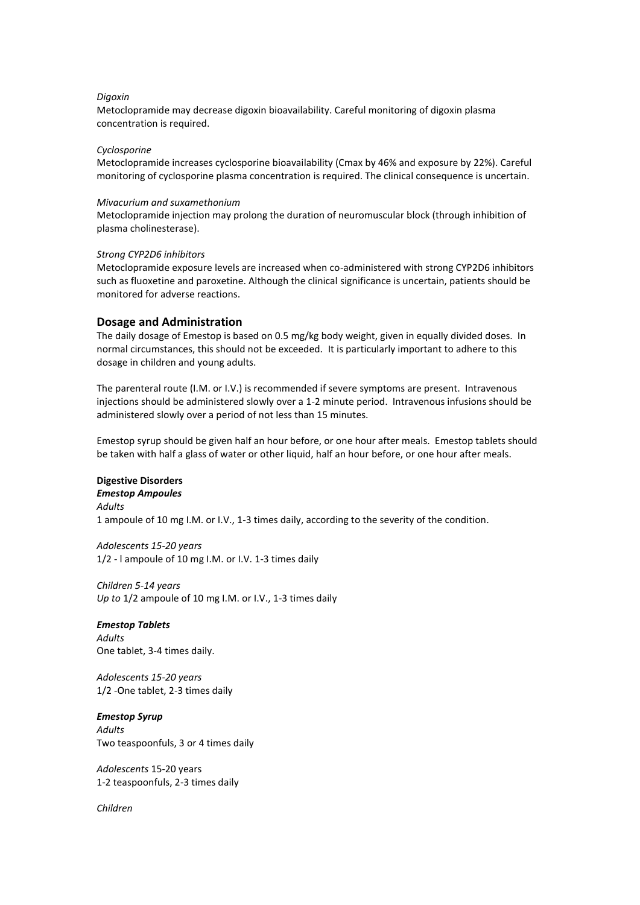*Digoxin*
Metoclopramide may decrease digoxin bioavailability. Careful monitoring of digoxin plasma concentration is required.

*Cyclosporine*
Metoclopramide increases cyclosporine bioavailability (Cmax by 46% and exposure by 22%). Careful monitoring of cyclosporine plasma concentration is required. The clinical consequence is uncertain.

*Mivacurium and suxamethonium*
Metoclopramide injection may prolong the duration of neuromuscular block (through inhibition of plasma cholinesterase).

*Strong CYP2D6 inhibitors*
Metoclopramide exposure levels are increased when co-administered with strong CYP2D6 inhibitors such as fluoxetine and paroxetine. Although the clinical significance is uncertain, patients should be monitored for adverse reactions.

## Dosage and Administration

The daily dosage of Emestop is based on 0.5 mg/kg body weight, given in equally divided doses. In normal circumstances, this should not be exceeded. It is particularly important to adhere to this dosage in children and young adults.

The parenteral route (I.M. or I.V.) is recommended if severe symptoms are present. Intravenous injections should be administered slowly over a 1-2 minute period. Intravenous infusions should be administered slowly over a period of not less than 15 minutes.

Emestop syrup should be given half an hour before, or one hour after meals. Emestop tablets should be taken with half a glass of water or other liquid, half an hour before, or one hour after meals.

**Digestive Disorders**

***Emestop Ampoules***

*Adults*
1 ampoule of 10 mg I.M. or I.V., 1-3 times daily, according to the severity of the condition.

*Adolescents 15-20 years*
1/2 - l ampoule of 10 mg I.M. or I.V. 1-3 times daily

*Children 5-14 years*
*Up to* 1/2 ampoule of 10 mg I.M. or I.V., 1-3 times daily

***Emestop Tablets***

*Adults*
One tablet, 3-4 times daily.

*Adolescents 15-20 years*
1/2 -One tablet, 2-3 times daily

***Emestop Syrup***

*Adults*
Two teaspoonfuls, 3 or 4 times daily

*Adolescents* 15-20 years
1-2 teaspoonfuls, 2-3 times daily

*Children*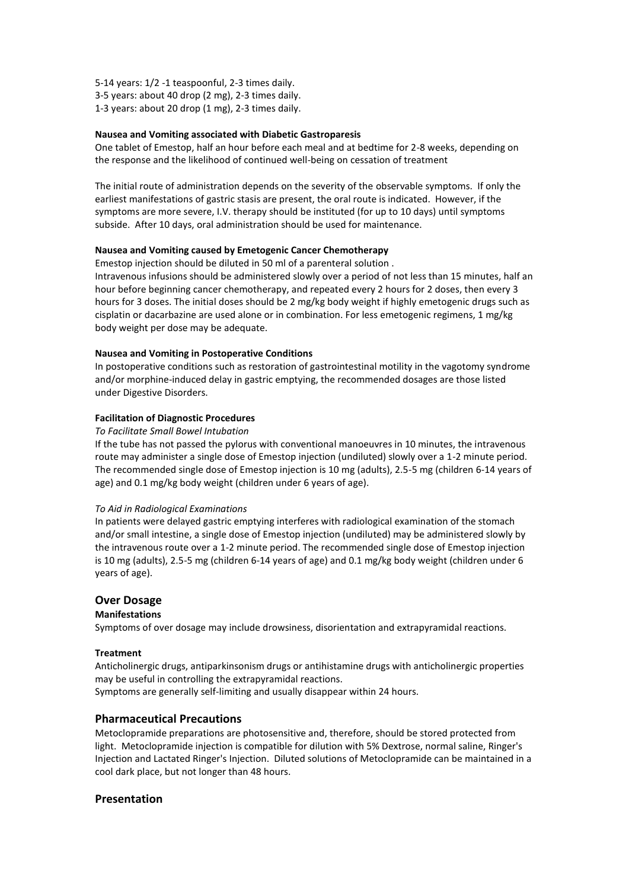5-14 years: 1/2 -1 teaspoonful, 2-3 times daily.
3-5 years: about 40 drop (2 mg), 2-3 times daily.
1-3 years: about 20 drop (1 mg), 2-3 times daily.

**Nausea and Vomiting associated with Diabetic Gastroparesis**

One tablet of Emestop, half an hour before each meal and at bedtime for 2-8 weeks, depending on the response and the likelihood of continued well-being on cessation of treatment

The initial route of administration depends on the severity of the observable symptoms. If only the earliest manifestations of gastric stasis are present, the oral route is indicated. However, if the symptoms are more severe, I.V. therapy should be instituted (for up to 10 days) until symptoms subside. After 10 days, oral administration should be used for maintenance.

**Nausea and Vomiting caused by Emetogenic Cancer Chemotherapy**

Emestop injection should be diluted in 50 ml of a parenteral solution .

Intravenous infusions should be administered slowly over a period of not less than 15 minutes, half an hour before beginning cancer chemotherapy, and repeated every 2 hours for 2 doses, then every 3 hours for 3 doses. The initial doses should be 2 mg/kg body weight if highly emetogenic drugs such as cisplatin or dacarbazine are used alone or in combination. For less emetogenic regimens, 1 mg/kg body weight per dose may be adequate.

**Nausea and Vomiting in Postoperative Conditions**

In postoperative conditions such as restoration of gastrointestinal motility in the vagotomy syndrome and/or morphine-induced delay in gastric emptying, the recommended dosages are those listed under Digestive Disorders.

**Facilitation of Diagnostic Procedures**

*To Facilitate Small Bowel Intubation*

If the tube has not passed the pylorus with conventional manoeuvres in 10 minutes, the intravenous route may administer a single dose of Emestop injection (undiluted) slowly over a 1-2 minute period. The recommended single dose of Emestop injection is 10 mg (adults), 2.5-5 mg (children 6-14 years of age) and 0.1 mg/kg body weight (children under 6 years of age).

*To Aid in Radiological Examinations*

In patients were delayed gastric emptying interferes with radiological examination of the stomach and/or small intestine, a single dose of Emestop injection (undiluted) may be administered slowly by the intravenous route over a 1-2 minute period. The recommended single dose of Emestop injection is 10 mg (adults), 2.5-5 mg (children 6-14 years of age) and 0.1 mg/kg body weight (children under 6 years of age).

## Over Dosage

**Manifestations**

Symptoms of over dosage may include drowsiness, disorientation and extrapyramidal reactions.

**Treatment**

Anticholinergic drugs, antiparkinsonism drugs or antihistamine drugs with anticholinergic properties may be useful in controlling the extrapyramidal reactions.

Symptoms are generally self-limiting and usually disappear within 24 hours.

## Pharmaceutical Precautions

Metoclopramide preparations are photosensitive and, therefore, should be stored protected from light. Metoclopramide injection is compatible for dilution with 5% Dextrose, normal saline, Ringer's Injection and Lactated Ringer's Injection. Diluted solutions of Metoclopramide can be maintained in a cool dark place, but not longer than 48 hours.

## Presentation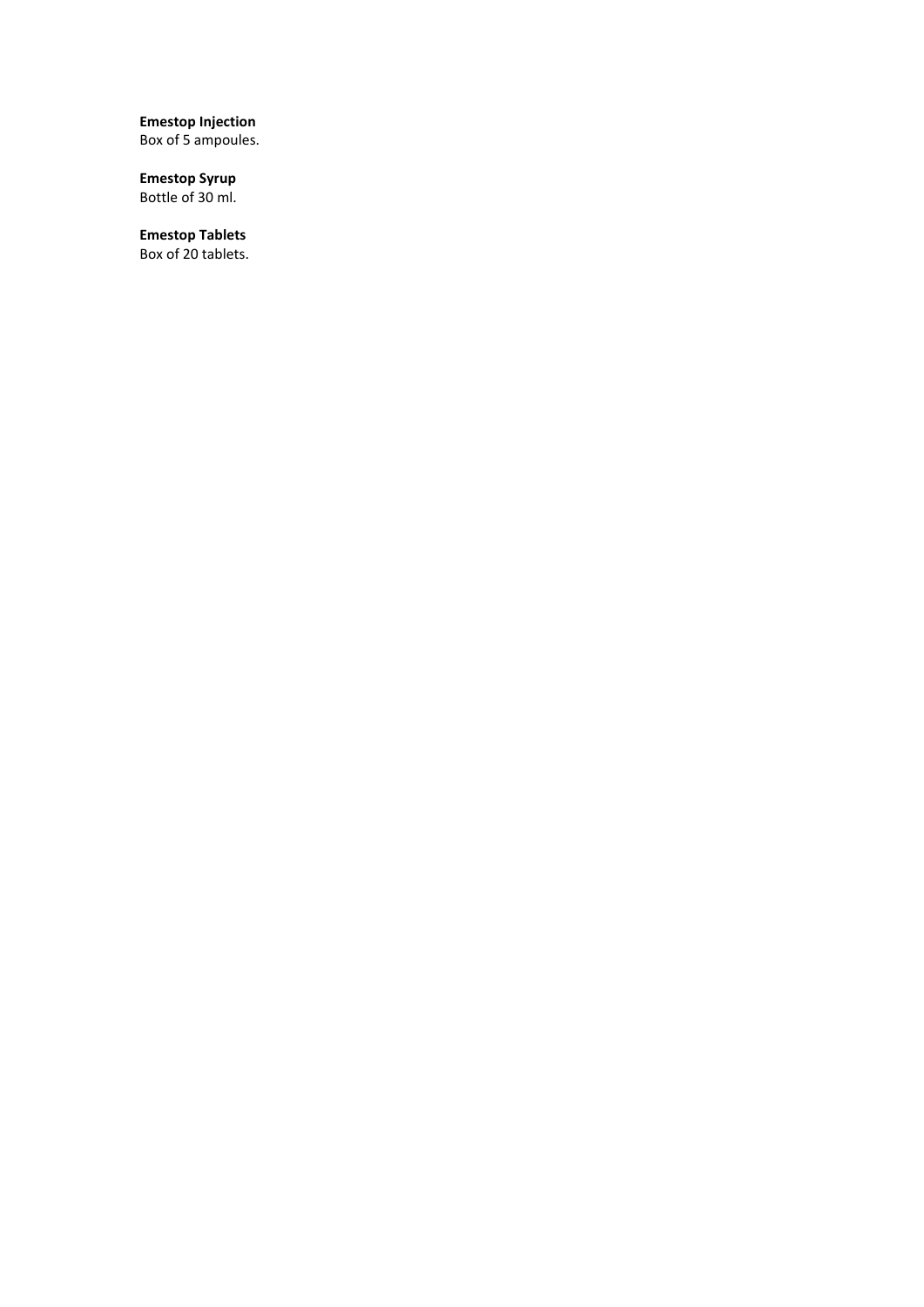**Emestop Injection**
Box of 5 ampoules.

**Emestop Syrup**
Bottle of 30 ml.

**Emestop Tablets**
Box of 20 tablets.